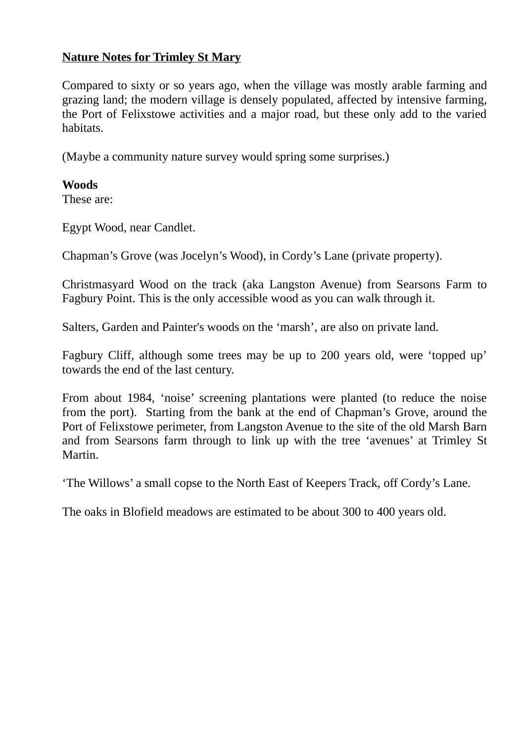# Nature Notes for Trimley St Mary

Compared to sixty or so years ago, when the village was mostly arable farming and grazing land; the modern village is densely populated, affected by intensive farming, the Port of Felixstowe activities and a major road, but these only add to the varied habitats.

(Maybe a community nature survey would spring some surprises.)

**Woods**

These are:

Egypt Wood, near Candlet.

Chapman's Grove (was Jocelyn's Wood), in Cordy's Lane (private property).

Christmasyard Wood on the track (aka Langston Avenue) from Searsons Farm to Fagbury Point. This is the only accessible wood as you can walk through it.

Salters, Garden and Painter's woods on the 'marsh', are also on private land.

Fagbury Cliff, although some trees may be up to 200 years old, were 'topped up' towards the end of the last century.

From about 1984, 'noise' screening plantations were planted (to reduce the noise from the port). Starting from the bank at the end of Chapman's Grove, around the Port of Felixstowe perimeter, from Langston Avenue to the site of the old Marsh Barn and from Searsons farm through to link up with the tree 'avenues' at Trimley St Martin.

'The Willows' a small copse to the North East of Keepers Track, off Cordy's Lane.

The oaks in Blofield meadows are estimated to be about 300 to 400 years old.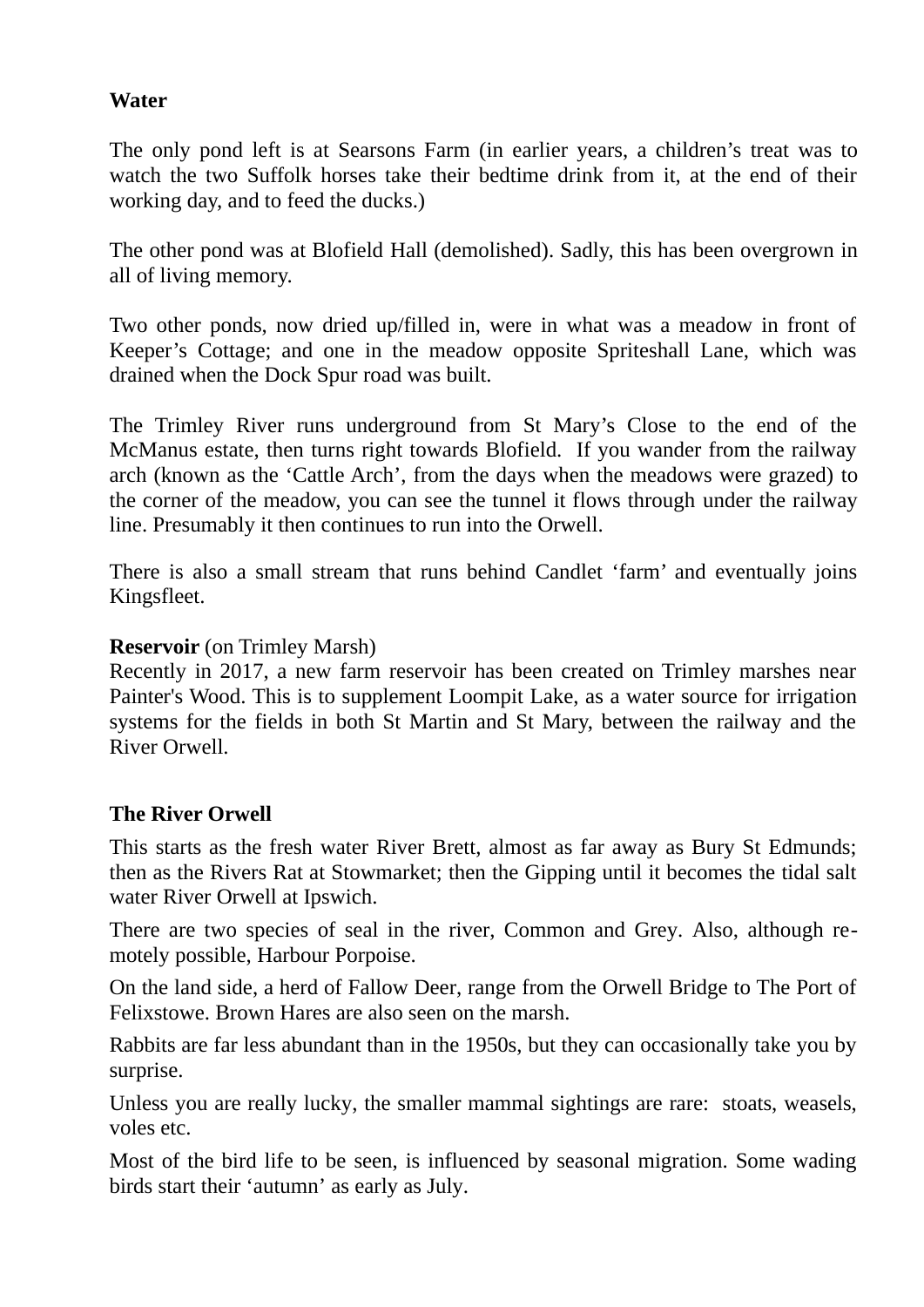**Water**

The only pond left is at Searsons Farm (in earlier years, a children's treat was to watch the two Suffolk horses take their bedtime drink from it, at the end of their working day, and to feed the ducks.)

The other pond was at Blofield Hall (demolished). Sadly, this has been overgrown in all of living memory.

Two other ponds, now dried up/filled in, were in what was a meadow in front of Keeper's Cottage; and one in the meadow opposite Spriteshall Lane, which was drained when the Dock Spur road was built.

The Trimley River runs underground from St Mary's Close to the end of the McManus estate, then turns right towards Blofield. If you wander from the railway arch (known as the 'Cattle Arch', from the days when the meadows were grazed) to the corner of the meadow, you can see the tunnel it flows through under the railway line. Presumably it then continues to run into the Orwell.

There is also a small stream that runs behind Candlet 'farm' and eventually joins Kingsfleet.

**Reservoir** (on Trimley Marsh)
Recently in 2017, a new farm reservoir has been created on Trimley marshes near Painter's Wood. This is to supplement Loompit Lake, as a water source for irrigation systems for the fields in both St Martin and St Mary, between the railway and the River Orwell.

**The River Orwell**

This starts as the fresh water River Brett, almost as far away as Bury St Edmunds; then as the Rivers Rat at Stowmarket; then the Gipping until it becomes the tidal salt water River Orwell at Ipswich.

There are two species of seal in the river, Common and Grey. Also, although remotely possible, Harbour Porpoise.

On the land side, a herd of Fallow Deer, range from the Orwell Bridge to The Port of Felixstowe. Brown Hares are also seen on the marsh.

Rabbits are far less abundant than in the 1950s, but they can occasionally take you by surprise.

Unless you are really lucky, the smaller mammal sightings are rare: stoats, weasels, voles etc.

Most of the bird life to be seen, is influenced by seasonal migration. Some wading birds start their 'autumn' as early as July.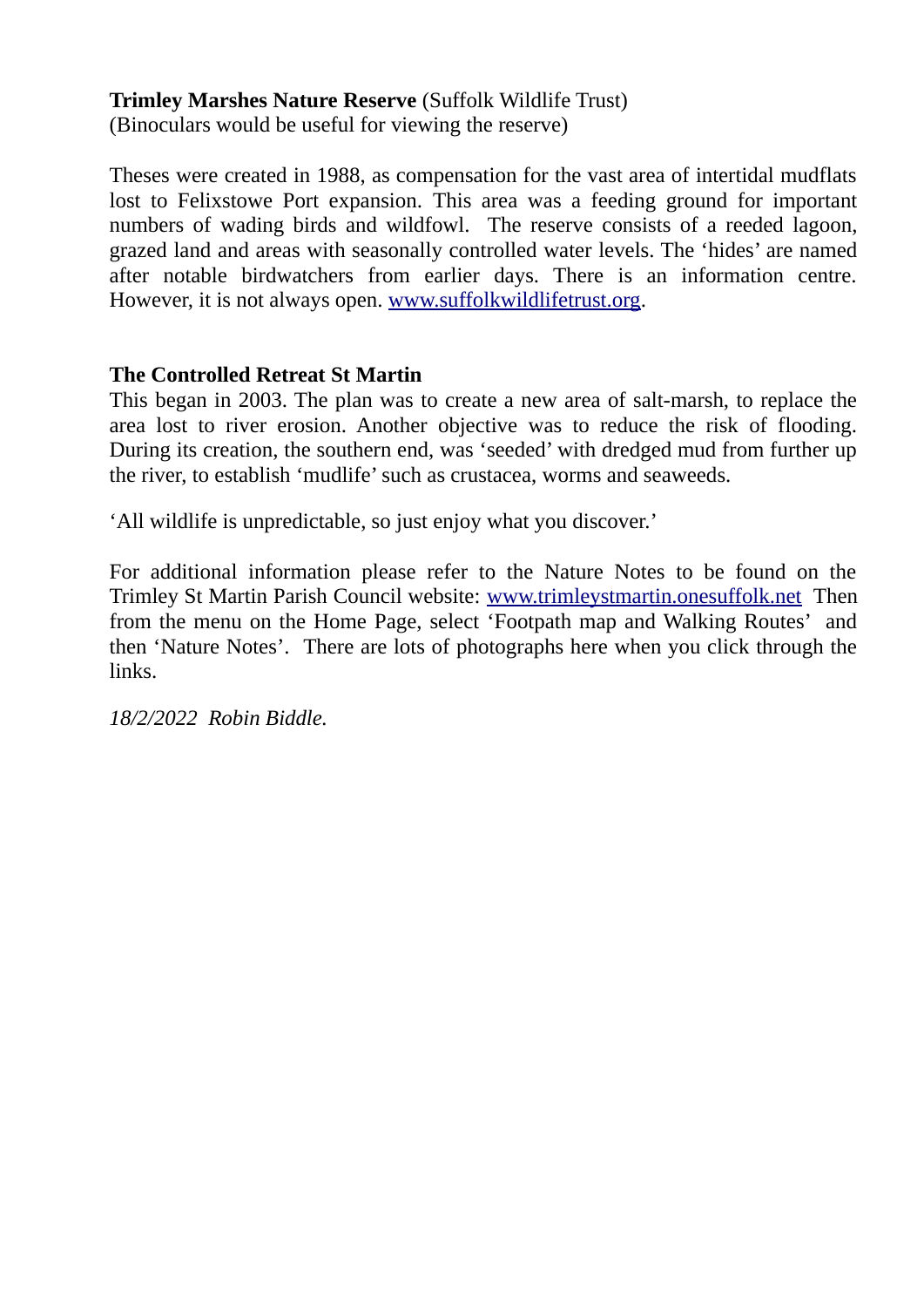**Trimley Marshes Nature Reserve** (Suffolk Wildlife Trust)
(Binoculars would be useful for viewing the reserve)

Theses were created in 1988, as compensation for the vast area of intertidal mudflats lost to Felixstowe Port expansion. This area was a feeding ground for important numbers of wading birds and wildfowl. The reserve consists of a reeded lagoon, grazed land and areas with seasonally controlled water levels. The 'hides' are named after notable birdwatchers from earlier days. There is an information centre. However, it is not always open. www.suffolkwildlifetrust.org.

**The Controlled Retreat St Martin**

This began in 2003. The plan was to create a new area of salt-marsh, to replace the area lost to river erosion. Another objective was to reduce the risk of flooding. During its creation, the southern end, was 'seeded' with dredged mud from further up the river, to establish 'mudlife' such as crustacea, worms and seaweeds.

'All wildlife is unpredictable, so just enjoy what you discover.'

For additional information please refer to the Nature Notes to be found on the Trimley St Martin Parish Council website: www.trimleystmartin.onesuffolk.net Then from the menu on the Home Page, select 'Footpath map and Walking Routes' and then 'Nature Notes'. There are lots of photographs here when you click through the links.

*18/2/2022 Robin Biddle.*